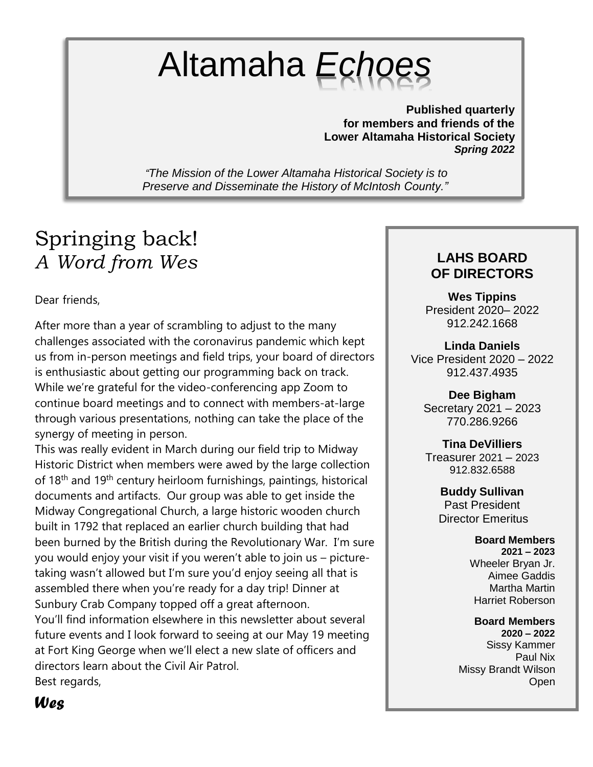# Altamaha *Echoes*

**Published quarterly**
**for members and friends of the**
**Lower Altamaha Historical Society**
***Spring 2022***

*"The Mission of the Lower Altamaha Historical Society is to Preserve and Disseminate the History of McIntosh County."*

## Springing back!
### *A Word from Wes*

Dear friends,

After more than a year of scrambling to adjust to the many challenges associated with the coronavirus pandemic which kept us from in-person meetings and field trips, your board of directors is enthusiastic about getting our programming back on track. While we're grateful for the video-conferencing app Zoom to continue board meetings and to connect with members-at-large through various presentations, nothing can take the place of the synergy of meeting in person.

This was really evident in March during our field trip to Midway Historic District when members were awed by the large collection of 18th and 19th century heirloom furnishings, paintings, historical documents and artifacts. Our group was able to get inside the Midway Congregational Church, a large historic wooden church built in 1792 that replaced an earlier church building that had been burned by the British during the Revolutionary War. I'm sure you would enjoy your visit if you weren't able to join us – picture-taking wasn't allowed but I'm sure you'd enjoy seeing all that is assembled there when you're ready for a day trip! Dinner at Sunbury Crab Company topped off a great afternoon.

You'll find information elsewhere in this newsletter about several future events and I look forward to seeing at our May 19 meeting at Fort King George when we'll elect a new slate of officers and directors learn about the Civil Air Patrol.

Best regards,

***Wes***

### LAHS BOARD OF DIRECTORS

**Wes Tippins**
President 2020– 2022
912.242.1668

**Linda Daniels**
Vice President 2020 – 2022
912.437.4935

**Dee Bigham**
Secretary 2021 – 2023
770.286.9266

**Tina DeVilliers**
Treasurer 2021 – 2023
912.832.6588

**Buddy Sullivan**
Past President
Director Emeritus

**Board Members**
**2021 – 2023**
Wheeler Bryan Jr.
Aimee Gaddis
Martha Martin
Harriet Roberson

**Board Members**
**2020 – 2022**
Sissy Kammer
Paul Nix
Missy Brandt Wilson
Open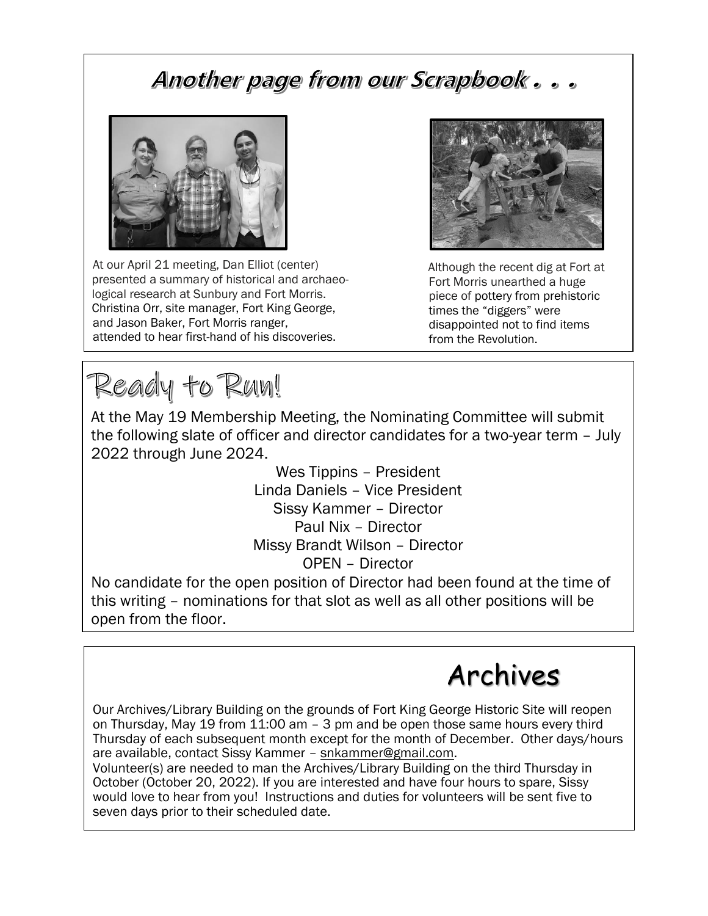## Another page from our Scrapbook . . .

At our April 21 meeting, Dan Elliot (center) presented a summary of historical and archaeological research at Sunbury and Fort Morris. Christina Orr, site manager, Fort King George, and Jason Baker, Fort Morris ranger, attended to hear first-hand of his discoveries.

Although the recent dig at Fort at Fort Morris unearthed a huge piece of pottery from prehistoric times the "diggers" were disappointed not to find items from the Revolution.

## Ready to Run!

At the May 19 Membership Meeting, the Nominating Committee will submit the following slate of officer and director candidates for a two-year term – July 2022 through June 2024.

Wes Tippins – President
Linda Daniels – Vice President
Sissy Kammer – Director
Paul Nix – Director
Missy Brandt Wilson – Director
OPEN – Director

No candidate for the open position of Director had been found at the time of this writing – nominations for that slot as well as all other positions will be open from the floor.

## Archives

Our Archives/Library Building on the grounds of Fort King George Historic Site will reopen on Thursday, May 19 from 11:00 am – 3 pm and be open those same hours every third Thursday of each subsequent month except for the month of December. Other days/hours are available, contact Sissy Kammer – snkammer@gmail.com.

Volunteer(s) are needed to man the Archives/Library Building on the third Thursday in October (October 20, 2022). If you are interested and have four hours to spare, Sissy would love to hear from you! Instructions and duties for volunteers will be sent five to seven days prior to their scheduled date.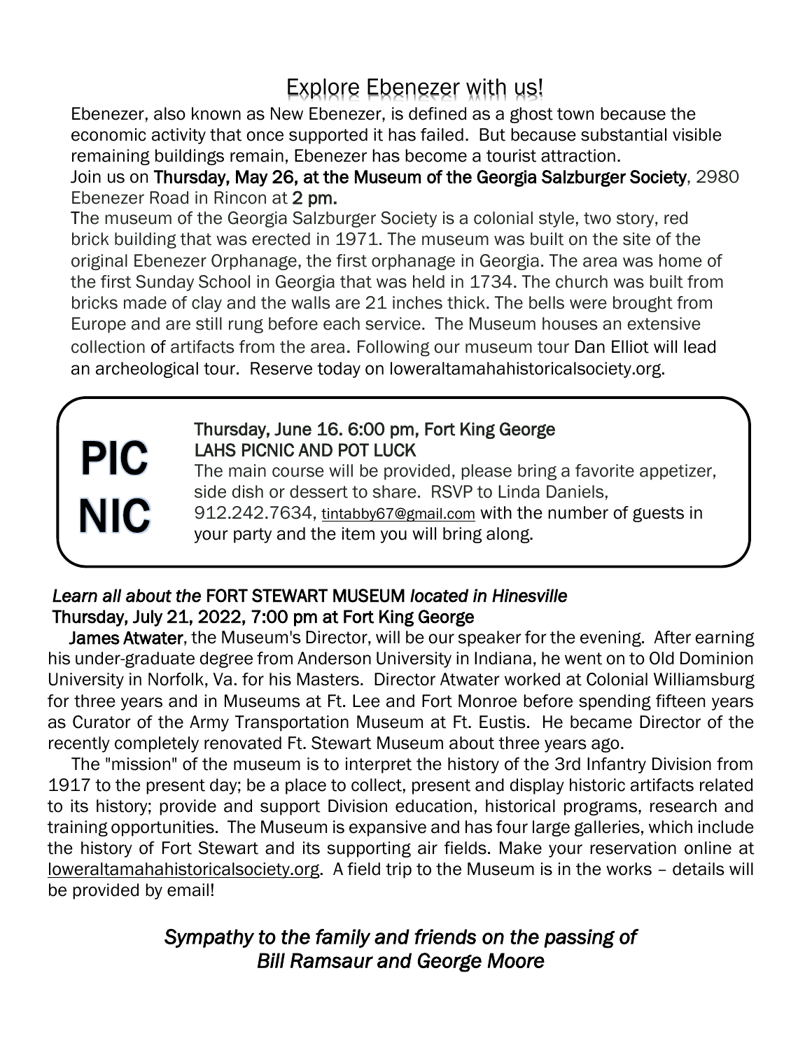# Explore Ebenezer with us!

Ebenezer, also known as New Ebenezer, is defined as a ghost town because the economic activity that once supported it has failed. But because substantial visible remaining buildings remain, Ebenezer has become a tourist attraction.

Join us on **Thursday, May 26, at the Museum of the Georgia Salzburger Society**, 2980 Ebenezer Road in Rincon at **2 pm.**

The museum of the Georgia Salzburger Society is a colonial style, two story, red brick building that was erected in 1971. The museum was built on the site of the original Ebenezer Orphanage, the first orphanage in Georgia. The area was home of the first Sunday School in Georgia that was held in 1734. The church was built from bricks made of clay and the walls are 21 inches thick. The bells were brought from Europe and are still rung before each service. The Museum houses an extensive collection of artifacts from the area. Following our museum tour Dan Elliot will lead an archeological tour. Reserve today on loweraltamahahistoricalsociety.org.

**PIC NIC**

**Thursday, June 16. 6:00 pm, Fort King George**
**LAHS PICNIC AND POT LUCK**
The main course will be provided, please bring a favorite appetizer, side dish or dessert to share. RSVP to Linda Daniels, 912.242.7634, tintabby67@gmail.com with the number of guests in your party and the item you will bring along.

***Learn all about the* FORT STEWART MUSEUM *located in Hinesville***
**Thursday, July 21, 2022, 7:00 pm at Fort King George**

**James Atwater**, the Museum's Director, will be our speaker for the evening. After earning his under-graduate degree from Anderson University in Indiana, he went on to Old Dominion University in Norfolk, Va. for his Masters. Director Atwater worked at Colonial Williamsburg for three years and in Museums at Ft. Lee and Fort Monroe before spending fifteen years as Curator of the Army Transportation Museum at Ft. Eustis. He became Director of the recently completely renovated Ft. Stewart Museum about three years ago.

The "mission" of the museum is to interpret the history of the 3rd Infantry Division from 1917 to the present day; be a place to collect, present and display historic artifacts related to its history; provide and support Division education, historical programs, research and training opportunities. The Museum is expansive and has four large galleries, which include the history of Fort Stewart and its supporting air fields. Make your reservation online at loweraltamahahistoricalsociety.org. A field trip to the Museum is in the works – details will be provided by email!

***Sympathy to the family and friends on the passing of Bill Ramsaur and George Moore***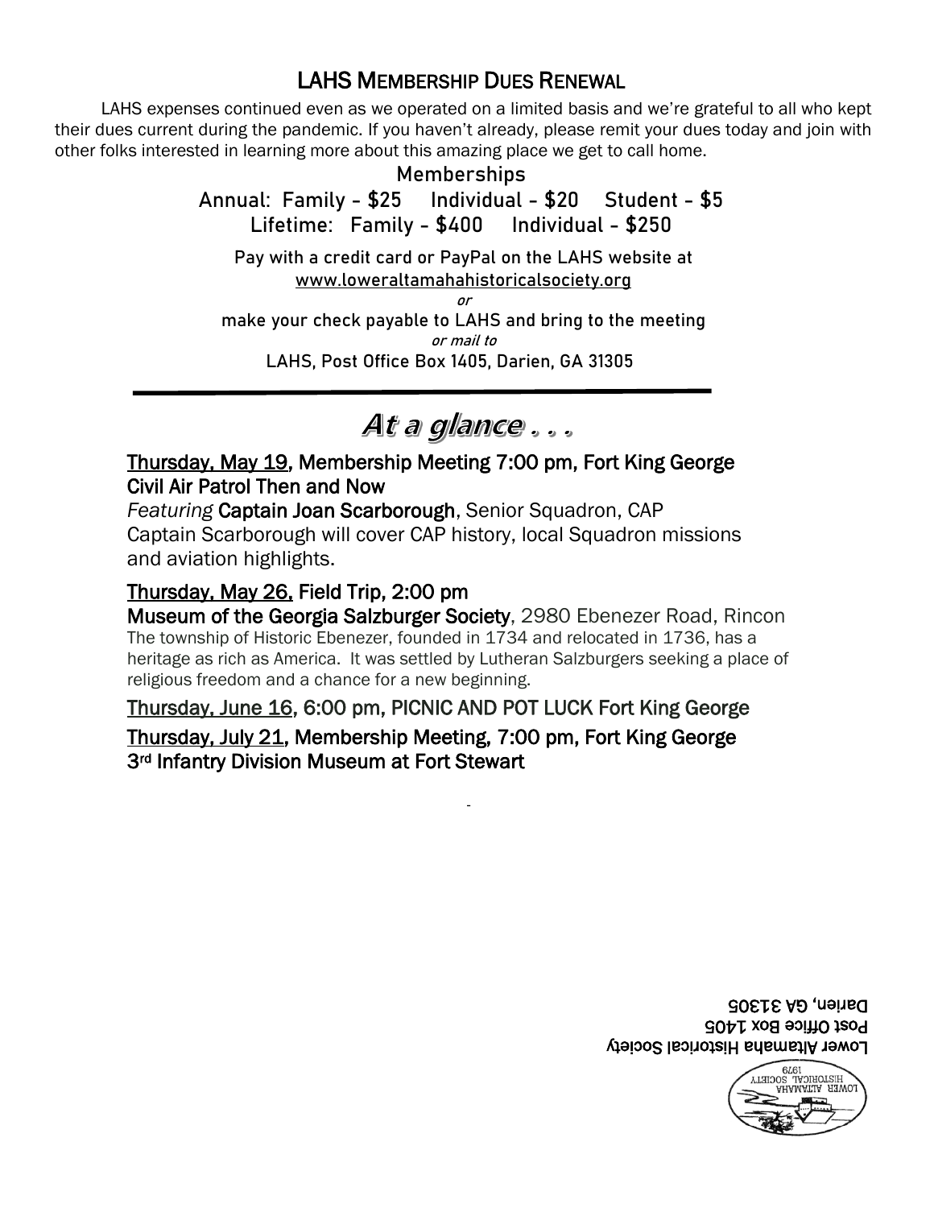## LAHS Membership Dues Renewal

LAHS expenses continued even as we operated on a limited basis and we're grateful to all who kept their dues current during the pandemic. If you haven't already, please remit your dues today and join with other folks interested in learning more about this amazing place we get to call home.

**Memberships**

**Annual: Family - $25 Individual - $20 Student - $5**

**Lifetime: Family - $400 Individual - $250**

Pay with a credit card or PayPal on the LAHS website at
www.loweraltamahahistoricalsociety.org

*or*

make your check payable to LAHS and bring to the meeting

*or mail to*

LAHS, Post Office Box 1405, Darien, GA 31305

---

# *At a glance . . .*

**Thursday, May 19, Membership Meeting 7:00 pm, Fort King George**
**Civil Air Patrol Then and Now**
*Featuring* **Captain Joan Scarborough**, Senior Squadron, CAP
Captain Scarborough will cover CAP history, local Squadron missions and aviation highlights.

**Thursday, May 26, Field Trip, 2:00 pm**
**Museum of the Georgia Salzburger Society**, 2980 Ebenezer Road, Rincon
The township of Historic Ebenezer, founded in 1734 and relocated in 1736, has a heritage as rich as America. It was settled by Lutheran Salzburgers seeking a place of religious freedom and a chance for a new beginning.

Thursday, June 16, 6:00 pm, PICNIC AND POT LUCK Fort King George

**Thursday, July 21, Membership Meeting, 7:00 pm, Fort King George**
**3rd Infantry Division Museum at Fort Stewart**

Lower Altamaha Historical Society
Post Office Box 1405
Darien, GA 31305